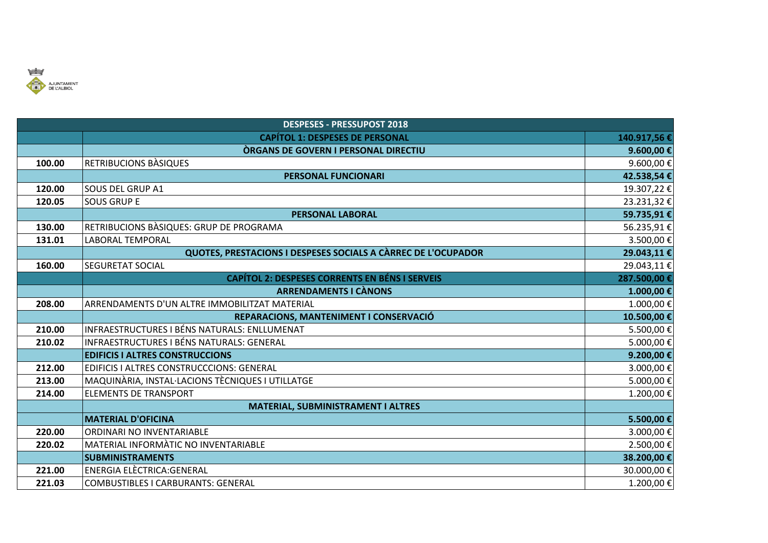AJUNTAMENT DE L'ALBIOL

| DESPESES - PRESSUPOST 2018 | | |
|---|---|---|
| | **CAPÍTOL 1: DESPESES DE PERSONAL** | **140.917,56 €** |
| | **ÒRGANS DE GOVERN I PERSONAL DIRECTIU** | **9.600,00 €** |
| **100.00** | RETRIBUCIONS BÀSIQUES | 9.600,00 € |
| | **PERSONAL FUNCIONARI** | **42.538,54 €** |
| **120.00** | SOUS DEL GRUP A1 | 19.307,22 € |
| **120.05** | SOUS GRUP E | 23.231,32 € |
| | **PERSONAL LABORAL** | **59.735,91 €** |
| **130.00** | RETRIBUCIONS BÀSIQUES: GRUP DE PROGRAMA | 56.235,91 € |
| **131.01** | LABORAL TEMPORAL | 3.500,00 € |
| | **QUOTES, PRESTACIONS I DESPESES SOCIALS A CÀRREC DE L'OCUPADOR** | **29.043,11 €** |
| **160.00** | SEGURETAT SOCIAL | 29.043,11 € |
| | **CAPÍTOL 2: DESPESES CORRENTS EN BÉNS I SERVEIS** | **287.500,00 €** |
| | **ARRENDAMENTS I CÀNONS** | **1.000,00 €** |
| **208.00** | ARRENDAMENTS D'UN ALTRE IMMOBILITZAT MATERIAL | 1.000,00 € |
| | **REPARACIONS, MANTENIMENT I CONSERVACIÓ** | **10.500,00 €** |
| **210.00** | INFRAESTRUCTURES I BÉNS NATURALS: ENLLUMENAT | 5.500,00 € |
| **210.02** | INFRAESTRUCTURES I BÉNS NATURALS: GENERAL | 5.000,00 € |
| | **EDIFICIS I ALTRES CONSTRUCCIONS** | **9.200,00 €** |
| **212.00** | EDIFICIS I ALTRES CONSTRUCCCIONS: GENERAL | 3.000,00 € |
| **213.00** | MAQUINÀRIA, INSTAL·LACIONS TÈCNIQUES I UTILLATGE | 5.000,00 € |
| **214.00** | ELEMENTS DE TRANSPORT | 1.200,00 € |
| | **MATERIAL, SUBMINISTRAMENT I ALTRES** | |
| | **MATERIAL D'OFICINA** | **5.500,00 €** |
| **220.00** | ORDINARI NO INVENTARIABLE | 3.000,00 € |
| **220.02** | MATERIAL INFORMÀTIC NO INVENTARIABLE | 2.500,00 € |
| | **SUBMINISTRAMENTS** | **38.200,00 €** |
| **221.00** | ENERGIA ELÈCTRICA:GENERAL | 30.000,00 € |
| **221.03** | COMBUSTIBLES I CARBURANTS: GENERAL | 1.200,00 € |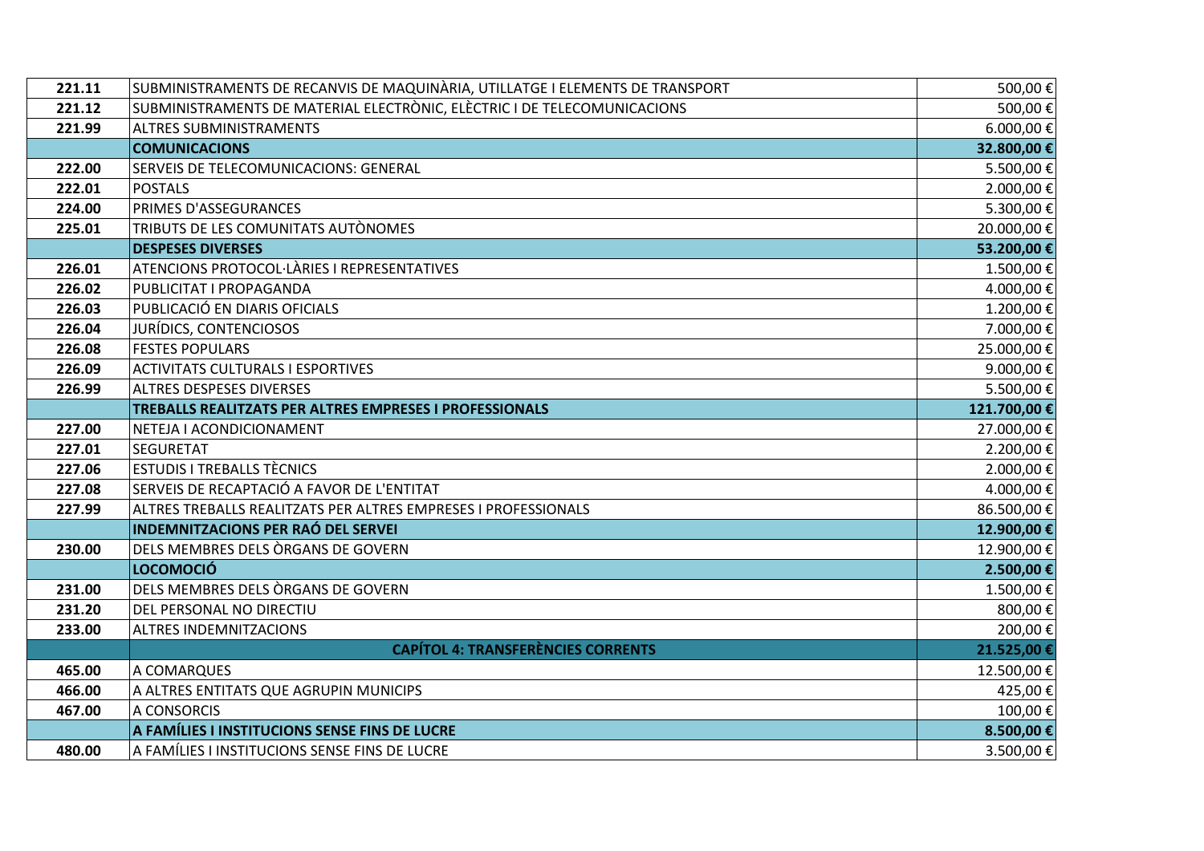| | | |
|---|---|---|
| 221.11 | SUBMINISTRAMENTS DE RECANVIS DE MAQUINÀRIA, UTILLATGE I ELEMENTS DE TRANSPORT | 500,00 € |
| 221.12 | SUBMINISTRAMENTS DE MATERIAL ELECTRÒNIC, ELÈCTRIC I DE TELECOMUNICACIONS | 500,00 € |
| 221.99 | ALTRES SUBMINISTRAMENTS | 6.000,00 € |
| | **COMUNICACIONS** | **32.800,00 €** |
| 222.00 | SERVEIS DE TELECOMUNICACIONS: GENERAL | 5.500,00 € |
| 222.01 | POSTALS | 2.000,00 € |
| 224.00 | PRIMES D'ASSEGURANCES | 5.300,00 € |
| 225.01 | TRIBUTS DE LES COMUNITATS AUTÒNOMES | 20.000,00 € |
| | **DESPESES DIVERSES** | **53.200,00 €** |
| 226.01 | ATENCIONS PROTOCOL·LÀRIES I REPRESENTATIVES | 1.500,00 € |
| 226.02 | PUBLICITAT I PROPAGANDA | 4.000,00 € |
| 226.03 | PUBLICACIÓ EN DIARIS OFICIALS | 1.200,00 € |
| 226.04 | JURÍDICS, CONTENCIOSOS | 7.000,00 € |
| 226.08 | FESTES POPULARS | 25.000,00 € |
| 226.09 | ACTIVITATS CULTURALS I ESPORTIVES | 9.000,00 € |
| 226.99 | ALTRES DESPESES DIVERSES | 5.500,00 € |
| | **TREBALLS REALITZATS PER ALTRES EMPRESES I PROFESSIONALS** | **121.700,00 €** |
| 227.00 | NETEJA I ACONDICIONAMENT | 27.000,00 € |
| 227.01 | SEGURETAT | 2.200,00 € |
| 227.06 | ESTUDIS I TREBALLS TÈCNICS | 2.000,00 € |
| 227.08 | SERVEIS DE RECAPTACIÓ A FAVOR DE L'ENTITAT | 4.000,00 € |
| 227.99 | ALTRES TREBALLS REALITZATS PER ALTRES EMPRESES I PROFESSIONALS | 86.500,00 € |
| | **INDEMNITZACIONS PER RAÓ DEL SERVEI** | **12.900,00 €** |
| 230.00 | DELS MEMBRES DELS ÒRGANS DE GOVERN | 12.900,00 € |
| | **LOCOMOCIÓ** | **2.500,00 €** |
| 231.00 | DELS MEMBRES DELS ÒRGANS DE GOVERN | 1.500,00 € |
| 231.20 | DEL PERSONAL NO DIRECTIU | 800,00 € |
| 233.00 | ALTRES INDEMNITZACIONS | 200,00 € |
| | **CAPÍTOL 4: TRANSFERÈNCIES CORRENTS** | **21.525,00 €** |
| 465.00 | A COMARQUES | 12.500,00 € |
| 466.00 | A ALTRES ENTITATS QUE AGRUPIN MUNICIPS | 425,00 € |
| 467.00 | A CONSORCIS | 100,00 € |
| | **A FAMÍLIES I INSTITUCIONS SENSE FINS DE LUCRE** | **8.500,00 €** |
| 480.00 | A FAMÍLIES I INSTITUCIONS SENSE FINS DE LUCRE | 3.500,00 € |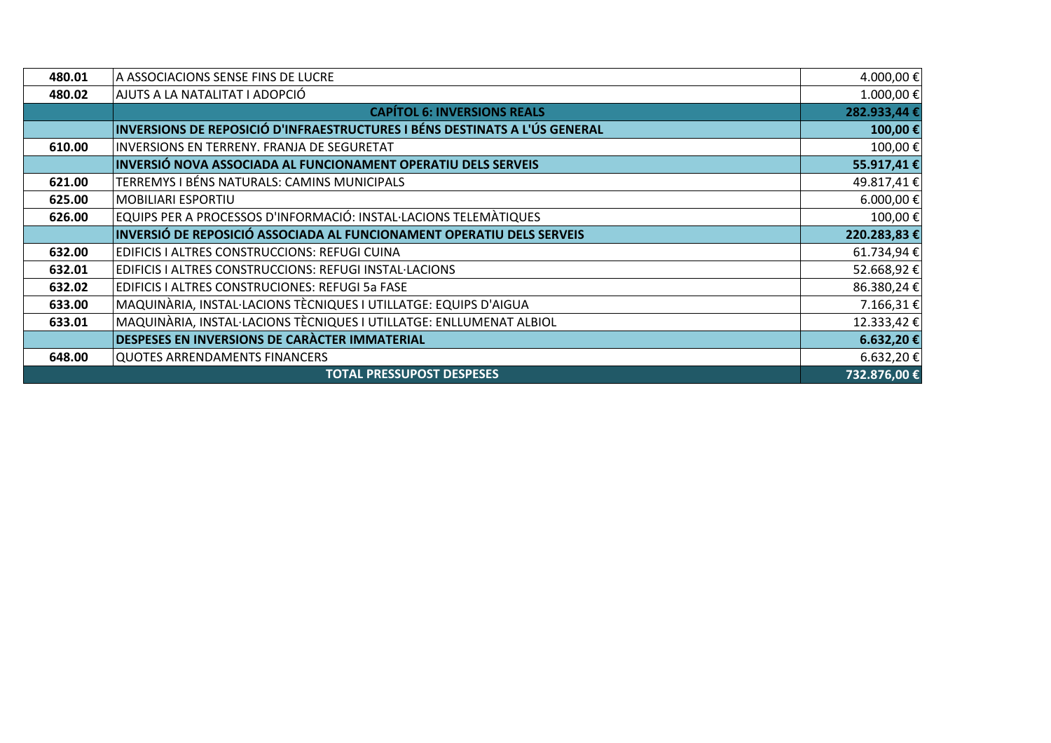| | | |
|---|---|---|
| **480.01** | A ASSOCIACIONS SENSE FINS DE LUCRE | 4.000,00 € |
| **480.02** | AJUTS A LA NATALITAT I ADOPCIÓ | 1.000,00 € |
| | **CAPÍTOL 6: INVERSIONS REALS** | **282.933,44 €** |
| | **INVERSIONS DE REPOSICIÓ D'INFRAESTRUCTURES I BÉNS DESTINATS A L'ÚS GENERAL** | **100,00 €** |
| **610.00** | INVERSIONS EN TERRENY. FRANJA DE SEGURETAT | 100,00 € |
| | **INVERSIÓ NOVA ASSOCIADA AL FUNCIONAMENT OPERATIU DELS SERVEIS** | **55.917,41 €** |
| **621.00** | TERREMYS I BÉNS NATURALS: CAMINS MUNICIPALS | 49.817,41 € |
| **625.00** | MOBILIARI ESPORTIU | 6.000,00 € |
| **626.00** | EQUIPS PER A PROCESSOS D'INFORMACIÓ: INSTAL·LACIONS TELEMÀTIQUES | 100,00 € |
| | **INVERSIÓ DE REPOSICIÓ ASSOCIADA AL FUNCIONAMENT OPERATIU DELS SERVEIS** | **220.283,83 €** |
| **632.00** | EDIFICIS I ALTRES CONSTRUCCIONS: REFUGI CUINA | 61.734,94 € |
| **632.01** | EDIFICIS I ALTRES CONSTRUCCIONS: REFUGI INSTAL·LACIONS | 52.668,92 € |
| **632.02** | EDIFICIS I ALTRES CONSTRUCIONES: REFUGI 5a FASE | 86.380,24 € |
| **633.00** | MAQUINÀRIA, INSTAL·LACIONS TÈCNIQUES I UTILLATGE: EQUIPS D'AIGUA | 7.166,31 € |
| **633.01** | MAQUINÀRIA, INSTAL·LACIONS TÈCNIQUES I UTILLATGE: ENLLUMENAT ALBIOL | 12.333,42 € |
| | **DESPESES EN INVERSIONS DE CARÀCTER IMMATERIAL** | **6.632,20 €** |
| **648.00** | QUOTES ARRENDAMENTS FINANCERS | 6.632,20 € |
| | **TOTAL PRESSUPOST DESPESES** | **732.876,00 €** |